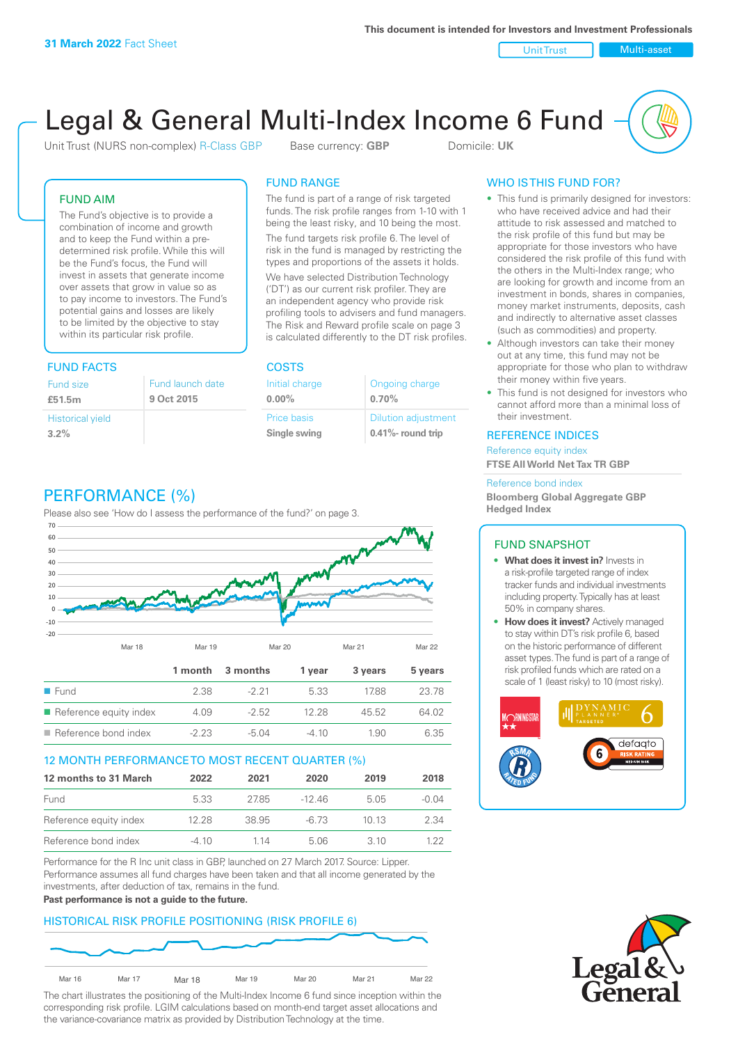**31 March 2022** Fact Sheet

This document is intended for Investors and Investment Professionals

Unit Trust | Multi-asset

# Legal & General Multi-Index Income 6 Fund

Unit Trust (NURS non-complex) R-Class GBP    Base currency: **GBP**    Domicile: **UK**

## FUND AIM

The Fund's objective is to provide a combination of income and growth and to keep the Fund within a pre-determined risk profile. While this will be the Fund's focus, the Fund will invest in assets that generate income over assets that grow in value so as to pay income to investors. The Fund's potential gains and losses are likely to be limited by the objective to stay within its particular risk profile.

## FUND RANGE

The fund is part of a range of risk targeted funds. The risk profile ranges from 1-10 with 1 being the least risky, and 10 being the most.

The fund targets risk profile 6. The level of risk in the fund is managed by restricting the types and proportions of the assets it holds.

We have selected Distribution Technology ('DT') as our current risk profiler. They are an independent agency who provide risk profiling tools to advisers and fund managers. The Risk and Reward profile scale on page 3 is calculated differently to the DT risk profiles.

## WHO IS THIS FUND FOR?

- This fund is primarily designed for investors: who have received advice and had their attitude to risk assessed and matched to the risk profile of this fund but may be appropriate for those investors who have considered the risk profile of this fund with the others in the Multi-Index range; who are looking for growth and income from an investment in bonds, shares in companies, money market instruments, deposits, cash and indirectly to alternative asset classes (such as commodities) and property.
- Although investors can take their money out at any time, this fund may not be appropriate for those who plan to withdraw their money within five years.
- This fund is not designed for investors who cannot afford more than a minimal loss of their investment.

## FUND FACTS

| Fund size | Fund launch date |
|---|---|
| **£51.5m** | **9 Oct 2015** |
| Historical yield | |
| **3.2%** | |

## COSTS

| Initial charge | Ongoing charge |
|---|---|
| **0.00%** | **0.70%** |
| Price basis | Dilution adjustment |
| **Single swing** | **0.41%- round trip** |

## REFERENCE INDICES

Reference equity index
**FTSE All World Net Tax TR GBP**

Reference bond index
**Bloomberg Global Aggregate GBP Hedged Index**

## PERFORMANCE (%)

Please also see 'How do I assess the performance of the fund?' on page 3.

| | 1 month | 3 months | 1 year | 3 years | 5 years |
|---|---|---|---|---|---|
| Fund | 2.38 | -2.21 | 5.33 | 17.88 | 23.78 |
| Reference equity index | 4.09 | -2.52 | 12.28 | 45.52 | 64.02 |
| Reference bond index | -2.23 | -5.04 | -4.10 | 1.90 | 6.35 |

## 12 MONTH PERFORMANCE TO MOST RECENT QUARTER (%)

| 12 months to 31 March | 2022 | 2021 | 2020 | 2019 | 2018 |
|---|---|---|---|---|---|
| Fund | 5.33 | 27.85 | -12.46 | 5.05 | -0.04 |
| Reference equity index | 12.28 | 38.95 | -6.73 | 10.13 | 2.34 |
| Reference bond index | -4.10 | 1.14 | 5.06 | 3.10 | 1.22 |

Performance for the R Inc unit class in GBP, launched on 27 March 2017. Source: Lipper. Performance assumes all fund charges have been taken and that all income generated by the investments, after deduction of tax, remains in the fund.

**Past performance is not a guide to the future.**

## FUND SNAPSHOT

- **What does it invest in?** Invests in a risk-profile targeted range of index tracker funds and individual investments including property. Typically has at least 50% in company shares.
- **How does it invest?** Actively managed to stay within DT's risk profile 6, based on the historic performance of different asset types. The fund is part of a range of risk profiled funds which are rated on a scale of 1 (least risky) to 10 (most risky).

## HISTORICAL RISK PROFILE POSITIONING (RISK PROFILE 6)

The chart illustrates the positioning of the Multi-Index Income 6 fund since inception within the corresponding risk profile. LGIM calculations based on month-end target asset allocations and the variance-covariance matrix as provided by Distribution Technology at the time.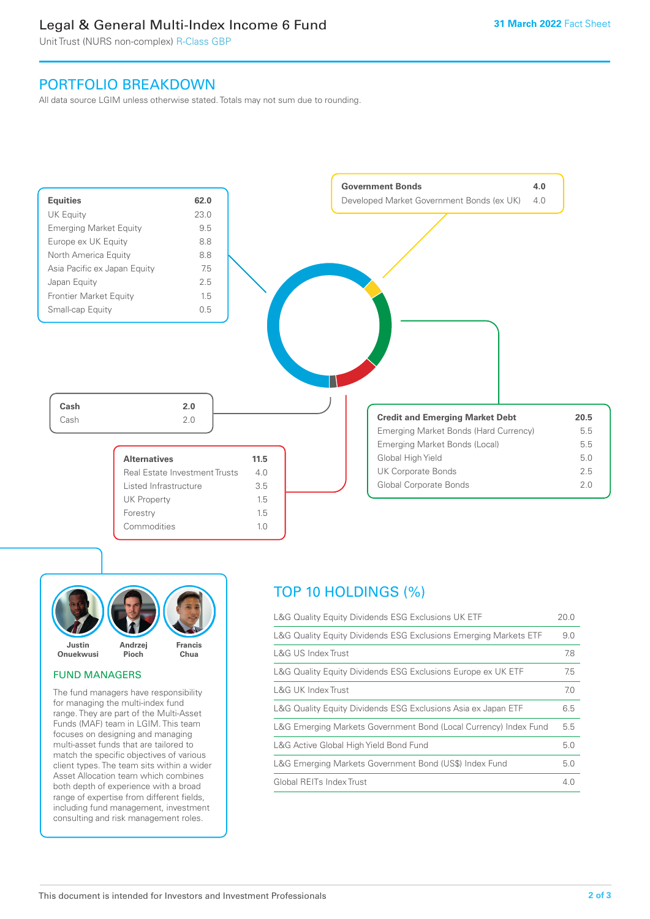# Legal & General Multi-Index Income 6 Fund

Unit Trust (NURS non-complex) R-Class GBP

31 March 2022 Fact Sheet

## PORTFOLIO BREAKDOWN

All data source LGIM unless otherwise stated. Totals may not sum due to rounding.

| **Equities** | **62.0** |
|---|---|
| UK Equity | 23.0 |
| Emerging Market Equity | 9.5 |
| Europe ex UK Equity | 8.8 |
| North America Equity | 8.8 |
| Asia Pacific ex Japan Equity | 7.5 |
| Japan Equity | 2.5 |
| Frontier Market Equity | 1.5 |
| Small-cap Equity | 0.5 |

| **Government Bonds** | **4.0** |
|---|---|
| Developed Market Government Bonds (ex UK) | 4.0 |

| **Cash** | **2.0** |
|---|---|
| Cash | 2.0 |

| **Credit and Emerging Market Debt** | **20.5** |
|---|---|
| Emerging Market Bonds (Hard Currency) | 5.5 |
| Emerging Market Bonds (Local) | 5.5 |
| Global High Yield | 5.0 |
| UK Corporate Bonds | 2.5 |
| Global Corporate Bonds | 2.0 |

| **Alternatives** | **11.5** |
|---|---|
| Real Estate Investment Trusts | 4.0 |
| Listed Infrastructure | 3.5 |
| UK Property | 1.5 |
| Forestry | 1.5 |
| Commodities | 1.0 |

Justin Onuekwusi, Andrzej Pioch, Francis Chua

### FUND MANAGERS

The fund managers have responsibility for managing the multi-index fund range. They are part of the Multi-Asset Funds (MAF) team in LGIM. This team focuses on designing and managing multi-asset funds that are tailored to match the specific objectives of various client types. The team sits within a wider Asset Allocation team which combines both depth of experience with a broad range of expertise from different fields, including fund management, investment consulting and risk management roles.

## TOP 10 HOLDINGS (%)

| Holding | % |
|---|---|
| L&G Quality Equity Dividends ESG Exclusions UK ETF | 20.0 |
| L&G Quality Equity Dividends ESG Exclusions Emerging Markets ETF | 9.0 |
| L&G US Index Trust | 7.8 |
| L&G Quality Equity Dividends ESG Exclusions Europe ex UK ETF | 7.5 |
| L&G UK Index Trust | 7.0 |
| L&G Quality Equity Dividends ESG Exclusions Asia ex Japan ETF | 6.5 |
| L&G Emerging Markets Government Bond (Local Currency) Index Fund | 5.5 |
| L&G Active Global High Yield Bond Fund | 5.0 |
| L&G Emerging Markets Government Bond (US$) Index Fund | 5.0 |
| Global REITs Index Trust | 4.0 |

This document is intended for Investors and Investment Professionals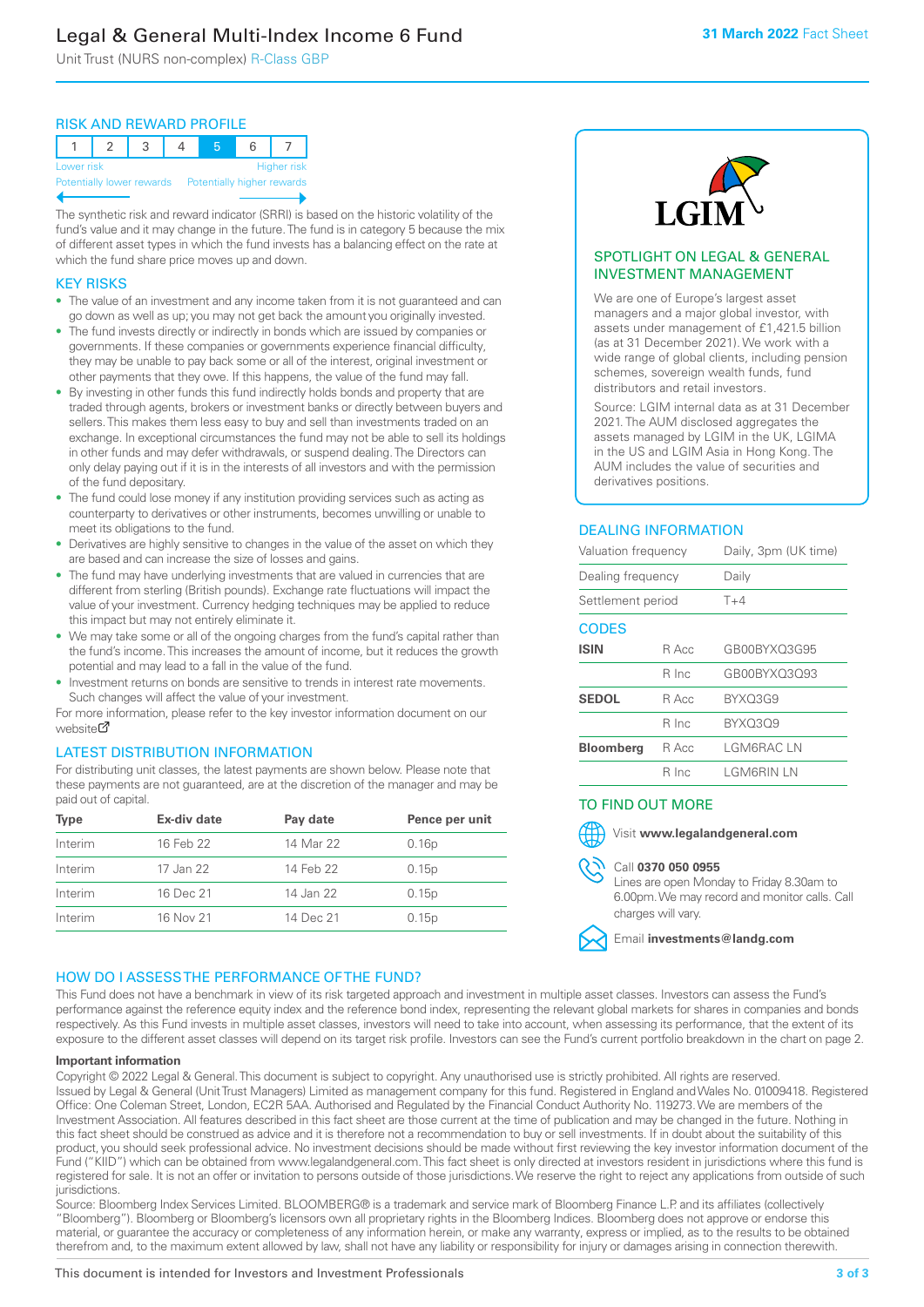# Legal & General Multi-Index Income 6 Fund

Unit Trust (NURS non-complex) R-Class GBP

31 March 2022 Fact Sheet

## RISK AND REWARD PROFILE

| 1 | 2 | 3 | 4 | 5 | 6 | 7 |
|---|---|---|---|---|---|---|

Lower risk — Higher risk

Potentially lower rewards — Potentially higher rewards

The synthetic risk and reward indicator (SRRI) is based on the historic volatility of the fund's value and it may change in the future. The fund is in category 5 because the mix of different asset types in which the fund invests has a balancing effect on the rate at which the fund share price moves up and down.

## KEY RISKS

- The value of an investment and any income taken from it is not guaranteed and can go down as well as up; you may not get back the amount you originally invested.
- The fund invests directly or indirectly in bonds which are issued by companies or governments. If these companies or governments experience financial difficulty, they may be unable to pay back some or all of the interest, original investment or other payments that they owe. If this happens, the value of the fund may fall.
- By investing in other funds this fund indirectly holds bonds and property that are traded through agents, brokers or investment banks or directly between buyers and sellers. This makes them less easy to buy and sell than investments traded on an exchange. In exceptional circumstances the fund may not be able to sell its holdings in other funds and may defer withdrawals, or suspend dealing. The Directors can only delay paying out if it is in the interests of all investors and with the permission of the fund depositary.
- The fund could lose money if any institution providing services such as acting as counterparty to derivatives or other instruments, becomes unwilling or unable to meet its obligations to the fund.
- Derivatives are highly sensitive to changes in the value of the asset on which they are based and can increase the size of losses and gains.
- The fund may have underlying investments that are valued in currencies that are different from sterling (British pounds). Exchange rate fluctuations will impact the value of your investment. Currency hedging techniques may be applied to reduce this impact but may not entirely eliminate it.
- We may take some or all of the ongoing charges from the fund's capital rather than the fund's income. This increases the amount of income, but it reduces the growth potential and may lead to a fall in the value of the fund.
- Investment returns on bonds are sensitive to trends in interest rate movements. Such changes will affect the value of your investment.

For more information, please refer to the key investor information document on our website

## LATEST DISTRIBUTION INFORMATION

For distributing unit classes, the latest payments are shown below. Please note that these payments are not guaranteed, are at the discretion of the manager and may be paid out of capital.

| Type | Ex-div date | Pay date | Pence per unit |
|---|---|---|---|
| Interim | 16 Feb 22 | 14 Mar 22 | 0.16p |
| Interim | 17 Jan 22 | 14 Feb 22 | 0.15p |
| Interim | 16 Dec 21 | 14 Jan 22 | 0.15p |
| Interim | 16 Nov 21 | 14 Dec 21 | 0.15p |

## SPOTLIGHT ON LEGAL & GENERAL INVESTMENT MANAGEMENT

We are one of Europe's largest asset managers and a major global investor, with assets under management of £1,421.5 billion (as at 31 December 2021). We work with a wide range of global clients, including pension schemes, sovereign wealth funds, fund distributors and retail investors.

Source: LGIM internal data as at 31 December 2021. The AUM disclosed aggregates the assets managed by LGIM in the UK, LGIMA in the US and LGIM Asia in Hong Kong. The AUM includes the value of securities and derivatives positions.

## DEALING INFORMATION

| | |
|---|---|
| Valuation frequency | Daily, 3pm (UK time) |
| Dealing frequency | Daily |
| Settlement period | T+4 |

## CODES

| | | |
|---|---|---|
| **ISIN** | R Acc | GB00BYXQ3G95 |
| | R Inc | GB00BYXQ3Q93 |
| **SEDOL** | R Acc | BYXQ3G9 |
| | R Inc | BYXQ3Q9 |
| **Bloomberg** | R Acc | LGM6RAC LN |
| | R Inc | LGM6RIN LN |

## TO FIND OUT MORE

Visit **www.legalandgeneral.com**

Call **0370 050 0955**
Lines are open Monday to Friday 8.30am to 6.00pm. We may record and monitor calls. Call charges will vary.

Email **investments@landg.com**

## HOW DO I ASSESS THE PERFORMANCE OF THE FUND?

This Fund does not have a benchmark in view of its risk targeted approach and investment in multiple asset classes. Investors can assess the Fund's performance against the reference equity index and the reference bond index, representing the relevant global markets for shares in companies and bonds respectively. As this Fund invests in multiple asset classes, investors will need to take into account, when assessing its performance, that the extent of its exposure to the different asset classes will depend on its target risk profile. Investors can see the Fund's current portfolio breakdown in the chart on page 2.

### Important information

Copyright © 2022 Legal & General. This document is subject to copyright. Any unauthorised use is strictly prohibited. All rights are reserved.
Issued by Legal & General (Unit Trust Managers) Limited as management company for this fund. Registered in England and Wales No. 01009418. Registered Office: One Coleman Street, London, EC2R 5AA. Authorised and Regulated by the Financial Conduct Authority No. 119273. We are members of the Investment Association. All features described in this fact sheet are those current at the time of publication and may be changed in the future. Nothing in this fact sheet should be construed as advice and it is therefore not a recommendation to buy or sell investments. If in doubt about the suitability of this product, you should seek professional advice. No investment decisions should be made without first reviewing the key investor information document of the Fund ("KIID") which can be obtained from www.legalandgeneral.com. This fact sheet is only directed at investors resident in jurisdictions where this fund is registered for sale. It is not an offer or invitation to persons outside of those jurisdictions. We reserve the right to reject any applications from outside of such jurisdictions.
Source: Bloomberg Index Services Limited. BLOOMBERG® is a trademark and service mark of Bloomberg Finance L.P. and its affiliates (collectively "Bloomberg"). Bloomberg or Bloomberg's licensors own all proprietary rights in the Bloomberg Indices. Bloomberg does not approve or endorse this material, or guarantee the accuracy or completeness of any information herein, or make any warranty, express or implied, as to the results to be obtained therefrom and, to the maximum extent allowed by law, shall not have any liability or responsibility for injury or damages arising in connection therewith.

This document is intended for Investors and Investment Professionals